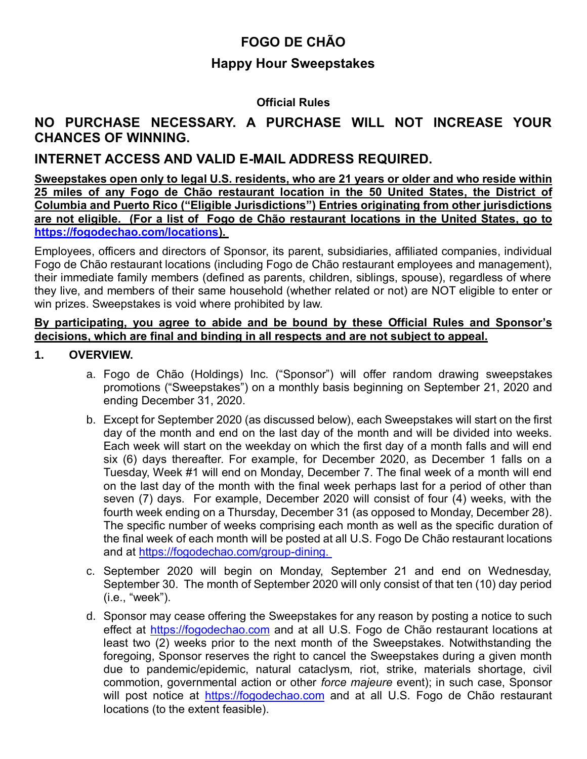# FOGO DE CHÃO

## Happy Hour Sweepstakes

### Official Rules

## NO PURCHASE NECESSARY. A PURCHASE WILL NOT INCREASE YOUR CHANCES OF WINNING.

## INTERNET ACCESS AND VALID E-MAIL ADDRESS REQUIRED.

**Sweepstakes open only to legal U.S. residents, who are 21 years or older and who reside within 25 miles of any Fogo de Chão restaurant location in the 50 United States, the District of Columbia and Puerto Rico ("Eligible Jurisdictions") Entries originating from other jurisdictions are not eligible. (For a list of Fogo de Chão restaurant locations in the United States, go to https://fogodechao.com/locations).**

Employees, officers and directors of Sponsor, its parent, subsidiaries, affiliated companies, individual Fogo de Chão restaurant locations (including Fogo de Chão restaurant employees and management), their immediate family members (defined as parents, children, siblings, spouse), regardless of where they live, and members of their same household (whether related or not) are NOT eligible to enter or win prizes. Sweepstakes is void where prohibited by law.

**By participating, you agree to abide and be bound by these Official Rules and Sponsor's decisions, which are final and binding in all respects and are not subject to appeal.**

**1. OVERVIEW.**

a. Fogo de Chão (Holdings) Inc. ("Sponsor") will offer random drawing sweepstakes promotions ("Sweepstakes") on a monthly basis beginning on September 21, 2020 and ending December 31, 2020.

b. Except for September 2020 (as discussed below), each Sweepstakes will start on the first day of the month and end on the last day of the month and will be divided into weeks. Each week will start on the weekday on which the first day of a month falls and will end six (6) days thereafter. For example, for December 2020, as December 1 falls on a Tuesday, Week #1 will end on Monday, December 7. The final week of a month will end on the last day of the month with the final week perhaps last for a period of other than seven (7) days. For example, December 2020 will consist of four (4) weeks, with the fourth week ending on a Thursday, December 31 (as opposed to Monday, December 28). The specific number of weeks comprising each month as well as the specific duration of the final week of each month will be posted at all U.S. Fogo De Chão restaurant locations and at https://fogodechao.com/group-dining.

c. September 2020 will begin on Monday, September 21 and end on Wednesday, September 30. The month of September 2020 will only consist of that ten (10) day period (i.e., "week").

d. Sponsor may cease offering the Sweepstakes for any reason by posting a notice to such effect at https://fogodechao.com and at all U.S. Fogo de Chão restaurant locations at least two (2) weeks prior to the next month of the Sweepstakes. Notwithstanding the foregoing, Sponsor reserves the right to cancel the Sweepstakes during a given month due to pandemic/epidemic, natural cataclysm, riot, strike, materials shortage, civil commotion, governmental action or other *force majeure* event); in such case, Sponsor will post notice at https://fogodechao.com and at all U.S. Fogo de Chão restaurant locations (to the extent feasible).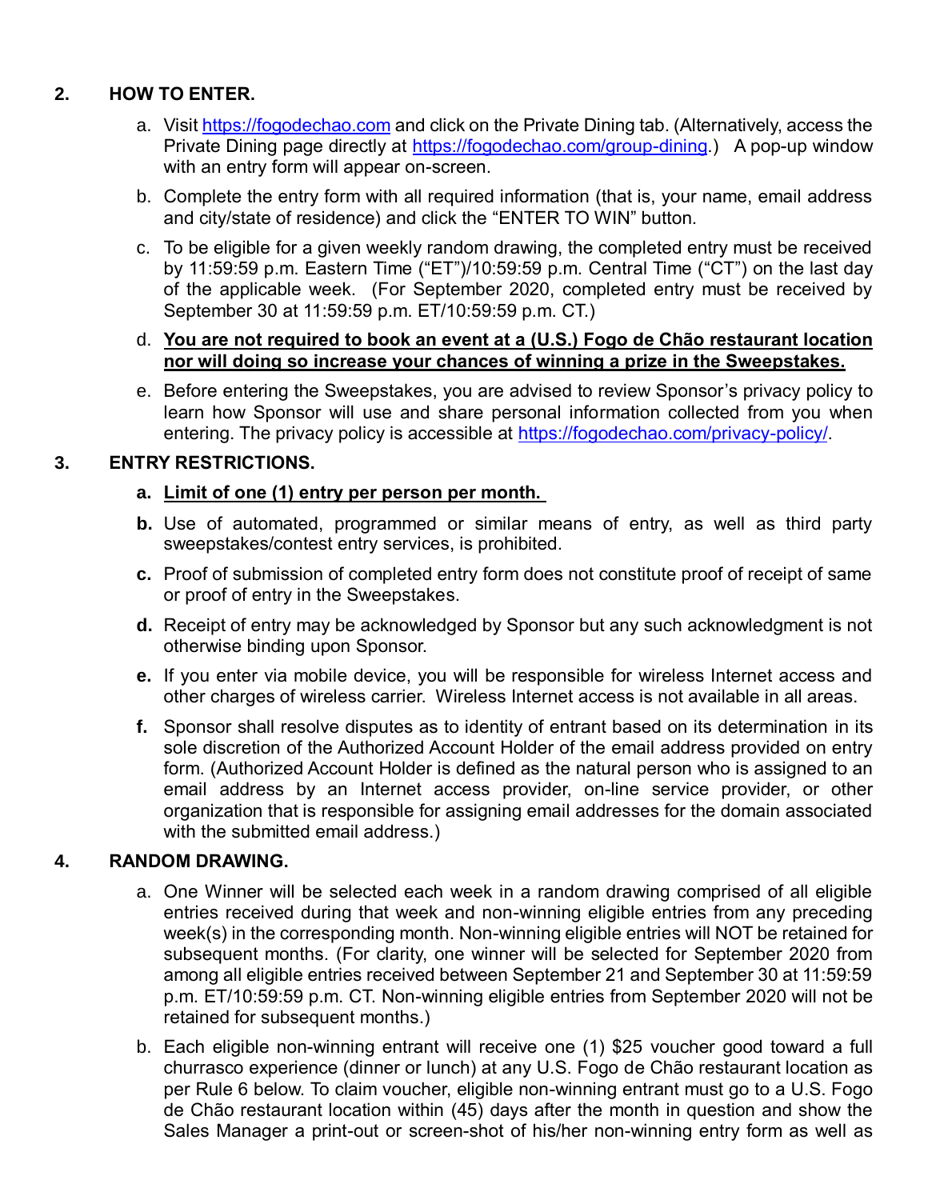## 2. HOW TO ENTER.

a. Visit https://fogodechao.com and click on the Private Dining tab. (Alternatively, access the Private Dining page directly at https://fogodechao.com/group-dining.) A pop-up window with an entry form will appear on-screen.

b. Complete the entry form with all required information (that is, your name, email address and city/state of residence) and click the "ENTER TO WIN" button.

c. To be eligible for a given weekly random drawing, the completed entry must be received by 11:59:59 p.m. Eastern Time ("ET")/10:59:59 p.m. Central Time ("CT") on the last day of the applicable week. (For September 2020, completed entry must be received by September 30 at 11:59:59 p.m. ET/10:59:59 p.m. CT.)

d. **You are not required to book an event at a (U.S.) Fogo de Chão restaurant location nor will doing so increase your chances of winning a prize in the Sweepstakes.**

e. Before entering the Sweepstakes, you are advised to review Sponsor's privacy policy to learn how Sponsor will use and share personal information collected from you when entering. The privacy policy is accessible at https://fogodechao.com/privacy-policy/.

## 3. ENTRY RESTRICTIONS.

**a.** **Limit of one (1) entry per person per month.**

**b.** Use of automated, programmed or similar means of entry, as well as third party sweepstakes/contest entry services, is prohibited.

**c.** Proof of submission of completed entry form does not constitute proof of receipt of same or proof of entry in the Sweepstakes.

**d.** Receipt of entry may be acknowledged by Sponsor but any such acknowledgment is not otherwise binding upon Sponsor.

**e.** If you enter via mobile device, you will be responsible for wireless Internet access and other charges of wireless carrier. Wireless Internet access is not available in all areas.

**f.** Sponsor shall resolve disputes as to identity of entrant based on its determination in its sole discretion of the Authorized Account Holder of the email address provided on entry form. (Authorized Account Holder is defined as the natural person who is assigned to an email address by an Internet access provider, on-line service provider, or other organization that is responsible for assigning email addresses for the domain associated with the submitted email address.)

## 4. RANDOM DRAWING.

a. One Winner will be selected each week in a random drawing comprised of all eligible entries received during that week and non-winning eligible entries from any preceding week(s) in the corresponding month. Non-winning eligible entries will NOT be retained for subsequent months. (For clarity, one winner will be selected for September 2020 from among all eligible entries received between September 21 and September 30 at 11:59:59 p.m. ET/10:59:59 p.m. CT. Non-winning eligible entries from September 2020 will not be retained for subsequent months.)

b. Each eligible non-winning entrant will receive one (1) $25 voucher good toward a full churrasco experience (dinner or lunch) at any U.S. Fogo de Chão restaurant location as per Rule 6 below. To claim voucher, eligible non-winning entrant must go to a U.S. Fogo de Chão restaurant location within (45) days after the month in question and show the Sales Manager a print-out or screen-shot of his/her non-winning entry form as well as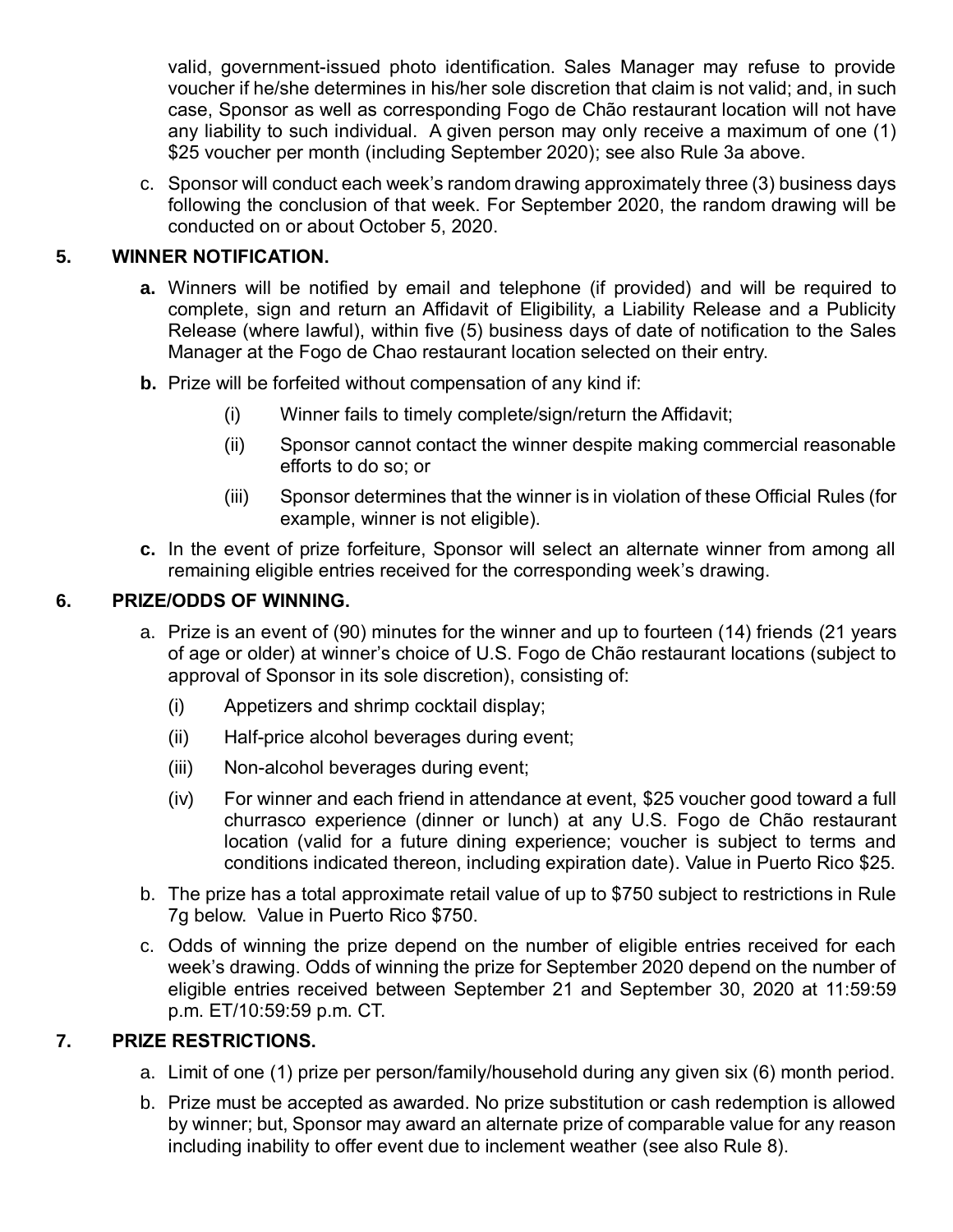valid, government-issued photo identification. Sales Manager may refuse to provide voucher if he/she determines in his/her sole discretion that claim is not valid; and, in such case, Sponsor as well as corresponding Fogo de Chão restaurant location will not have any liability to such individual. A given person may only receive a maximum of one (1) $25 voucher per month (including September 2020); see also Rule 3a above.

c. Sponsor will conduct each week's random drawing approximately three (3) business days following the conclusion of that week. For September 2020, the random drawing will be conducted on or about October 5, 2020.

## 5. WINNER NOTIFICATION.

**a.** Winners will be notified by email and telephone (if provided) and will be required to complete, sign and return an Affidavit of Eligibility, a Liability Release and a Publicity Release (where lawful), within five (5) business days of date of notification to the Sales Manager at the Fogo de Chao restaurant location selected on their entry.

**b.** Prize will be forfeited without compensation of any kind if:

(i) Winner fails to timely complete/sign/return the Affidavit;

(ii) Sponsor cannot contact the winner despite making commercial reasonable efforts to do so; or

(iii) Sponsor determines that the winner is in violation of these Official Rules (for example, winner is not eligible).

**c.** In the event of prize forfeiture, Sponsor will select an alternate winner from among all remaining eligible entries received for the corresponding week's drawing.

## 6. PRIZE/ODDS OF WINNING.

a. Prize is an event of (90) minutes for the winner and up to fourteen (14) friends (21 years of age or older) at winner's choice of U.S. Fogo de Chão restaurant locations (subject to approval of Sponsor in its sole discretion), consisting of:

(i) Appetizers and shrimp cocktail display;

(ii) Half-price alcohol beverages during event;

(iii) Non-alcohol beverages during event;

(iv) For winner and each friend in attendance at event, $25 voucher good toward a full churrasco experience (dinner or lunch) at any U.S. Fogo de Chão restaurant location (valid for a future dining experience; voucher is subject to terms and conditions indicated thereon, including expiration date). Value in Puerto Rico $25.

b. The prize has a total approximate retail value of up to $750 subject to restrictions in Rule 7g below. Value in Puerto Rico $750.

c. Odds of winning the prize depend on the number of eligible entries received for each week's drawing. Odds of winning the prize for September 2020 depend on the number of eligible entries received between September 21 and September 30, 2020 at 11:59:59 p.m. ET/10:59:59 p.m. CT.

## 7. PRIZE RESTRICTIONS.

a. Limit of one (1) prize per person/family/household during any given six (6) month period.

b. Prize must be accepted as awarded. No prize substitution or cash redemption is allowed by winner; but, Sponsor may award an alternate prize of comparable value for any reason including inability to offer event due to inclement weather (see also Rule 8).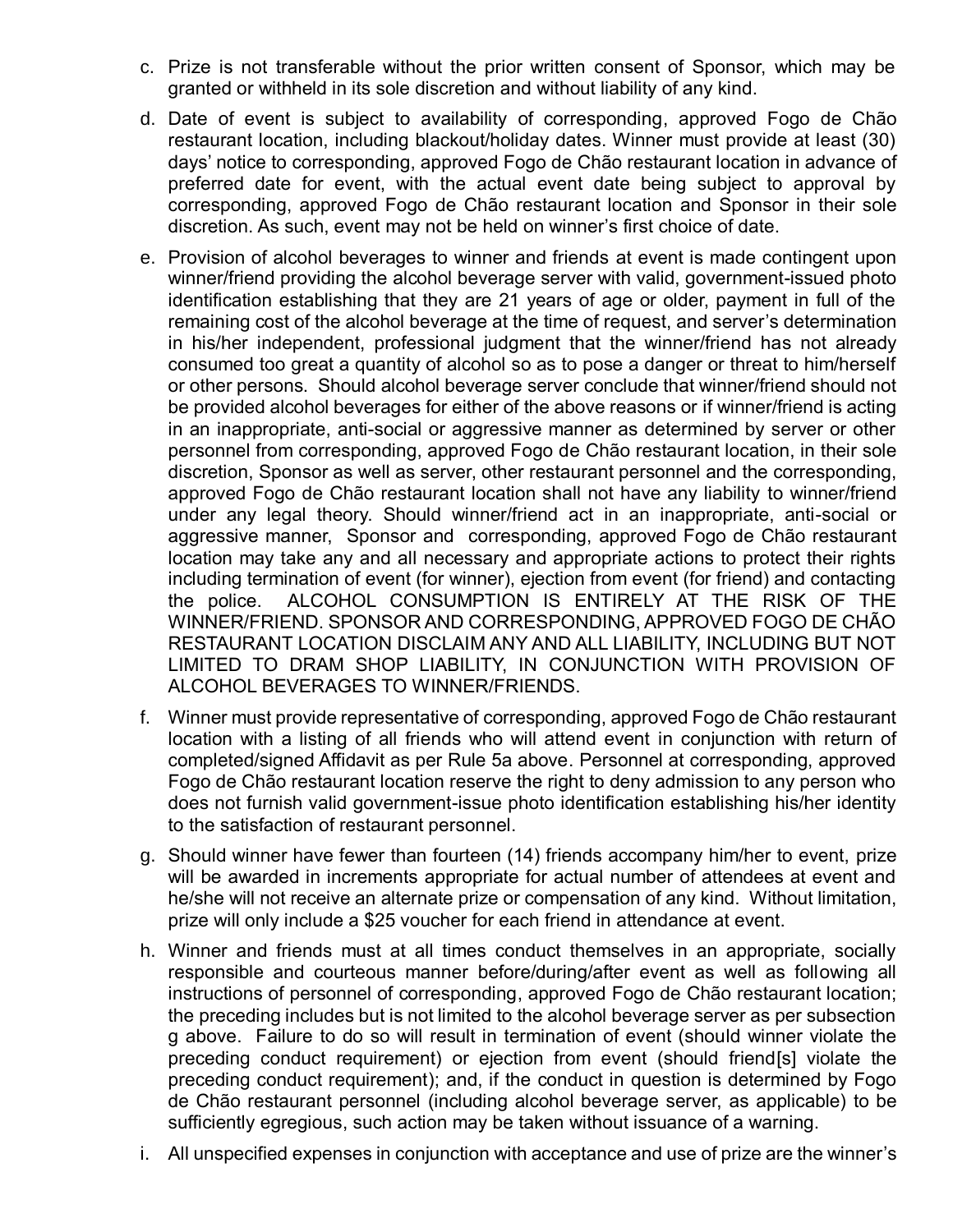c. Prize is not transferable without the prior written consent of Sponsor, which may be granted or withheld in its sole discretion and without liability of any kind.

d. Date of event is subject to availability of corresponding, approved Fogo de Chão restaurant location, including blackout/holiday dates. Winner must provide at least (30) days' notice to corresponding, approved Fogo de Chão restaurant location in advance of preferred date for event, with the actual event date being subject to approval by corresponding, approved Fogo de Chão restaurant location and Sponsor in their sole discretion. As such, event may not be held on winner's first choice of date.

e. Provision of alcohol beverages to winner and friends at event is made contingent upon winner/friend providing the alcohol beverage server with valid, government-issued photo identification establishing that they are 21 years of age or older, payment in full of the remaining cost of the alcohol beverage at the time of request, and server's determination in his/her independent, professional judgment that the winner/friend has not already consumed too great a quantity of alcohol so as to pose a danger or threat to him/herself or other persons. Should alcohol beverage server conclude that winner/friend should not be provided alcohol beverages for either of the above reasons or if winner/friend is acting in an inappropriate, anti-social or aggressive manner as determined by server or other personnel from corresponding, approved Fogo de Chão restaurant location, in their sole discretion, Sponsor as well as server, other restaurant personnel and the corresponding, approved Fogo de Chão restaurant location shall not have any liability to winner/friend under any legal theory. Should winner/friend act in an inappropriate, anti-social or aggressive manner, Sponsor and corresponding, approved Fogo de Chão restaurant location may take any and all necessary and appropriate actions to protect their rights including termination of event (for winner), ejection from event (for friend) and contacting the police. ALCOHOL CONSUMPTION IS ENTIRELY AT THE RISK OF THE WINNER/FRIEND. SPONSOR AND CORRESPONDING, APPROVED FOGO DE CHÃO RESTAURANT LOCATION DISCLAIM ANY AND ALL LIABILITY, INCLUDING BUT NOT LIMITED TO DRAM SHOP LIABILITY, IN CONJUNCTION WITH PROVISION OF ALCOHOL BEVERAGES TO WINNER/FRIENDS.

f. Winner must provide representative of corresponding, approved Fogo de Chão restaurant location with a listing of all friends who will attend event in conjunction with return of completed/signed Affidavit as per Rule 5a above. Personnel at corresponding, approved Fogo de Chão restaurant location reserve the right to deny admission to any person who does not furnish valid government-issue photo identification establishing his/her identity to the satisfaction of restaurant personnel.

g. Should winner have fewer than fourteen (14) friends accompany him/her to event, prize will be awarded in increments appropriate for actual number of attendees at event and he/she will not receive an alternate prize or compensation of any kind. Without limitation, prize will only include a $25 voucher for each friend in attendance at event.

h. Winner and friends must at all times conduct themselves in an appropriate, socially responsible and courteous manner before/during/after event as well as following all instructions of personnel of corresponding, approved Fogo de Chão restaurant location; the preceding includes but is not limited to the alcohol beverage server as per subsection g above. Failure to do so will result in termination of event (should winner violate the preceding conduct requirement) or ejection from event (should friend[s] violate the preceding conduct requirement); and, if the conduct in question is determined by Fogo de Chão restaurant personnel (including alcohol beverage server, as applicable) to be sufficiently egregious, such action may be taken without issuance of a warning.

i. All unspecified expenses in conjunction with acceptance and use of prize are the winner's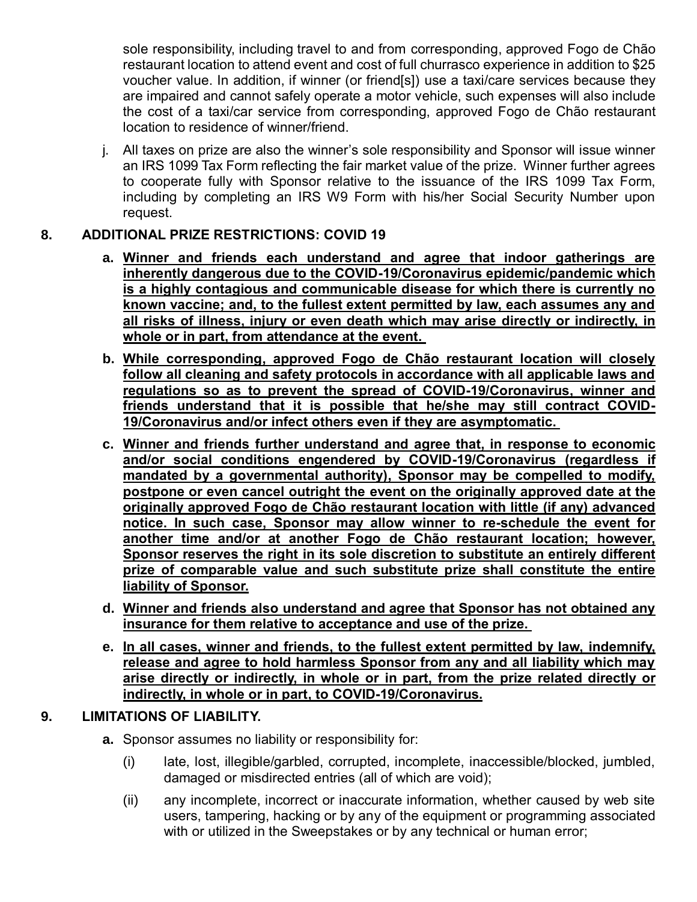sole responsibility, including travel to and from corresponding, approved Fogo de Chão restaurant location to attend event and cost of full churrasco experience in addition to $25 voucher value. In addition, if winner (or friend[s]) use a taxi/care services because they are impaired and cannot safely operate a motor vehicle, such expenses will also include the cost of a taxi/car service from corresponding, approved Fogo de Chão restaurant location to residence of winner/friend.

j. All taxes on prize are also the winner's sole responsibility and Sponsor will issue winner an IRS 1099 Tax Form reflecting the fair market value of the prize. Winner further agrees to cooperate fully with Sponsor relative to the issuance of the IRS 1099 Tax Form, including by completing an IRS W9 Form with his/her Social Security Number upon request.

**8. ADDITIONAL PRIZE RESTRICTIONS: COVID 19**

**a. Winner and friends each understand and agree that indoor gatherings are inherently dangerous due to the COVID-19/Coronavirus epidemic/pandemic which is a highly contagious and communicable disease for which there is currently no known vaccine; and, to the fullest extent permitted by law, each assumes any and all risks of illness, injury or even death which may arise directly or indirectly, in whole or in part, from attendance at the event.**

**b. While corresponding, approved Fogo de Chão restaurant location will closely follow all cleaning and safety protocols in accordance with all applicable laws and regulations so as to prevent the spread of COVID-19/Coronavirus, winner and friends understand that it is possible that he/she may still contract COVID-19/Coronavirus and/or infect others even if they are asymptomatic.**

**c. Winner and friends further understand and agree that, in response to economic and/or social conditions engendered by COVID-19/Coronavirus (regardless if mandated by a governmental authority), Sponsor may be compelled to modify, postpone or even cancel outright the event on the originally approved date at the originally approved Fogo de Chão restaurant location with little (if any) advanced notice. In such case, Sponsor may allow winner to re-schedule the event for another time and/or at another Fogo de Chão restaurant location; however, Sponsor reserves the right in its sole discretion to substitute an entirely different prize of comparable value and such substitute prize shall constitute the entire liability of Sponsor.**

**d. Winner and friends also understand and agree that Sponsor has not obtained any insurance for them relative to acceptance and use of the prize.**

**e. In all cases, winner and friends, to the fullest extent permitted by law, indemnify, release and agree to hold harmless Sponsor from any and all liability which may arise directly or indirectly, in whole or in part, from the prize related directly or indirectly, in whole or in part, to COVID-19/Coronavirus.**

**9. LIMITATIONS OF LIABILITY.**

**a.** Sponsor assumes no liability or responsibility for:

(i) late, lost, illegible/garbled, corrupted, incomplete, inaccessible/blocked, jumbled, damaged or misdirected entries (all of which are void);

(ii) any incomplete, incorrect or inaccurate information, whether caused by web site users, tampering, hacking or by any of the equipment or programming associated with or utilized in the Sweepstakes or by any technical or human error;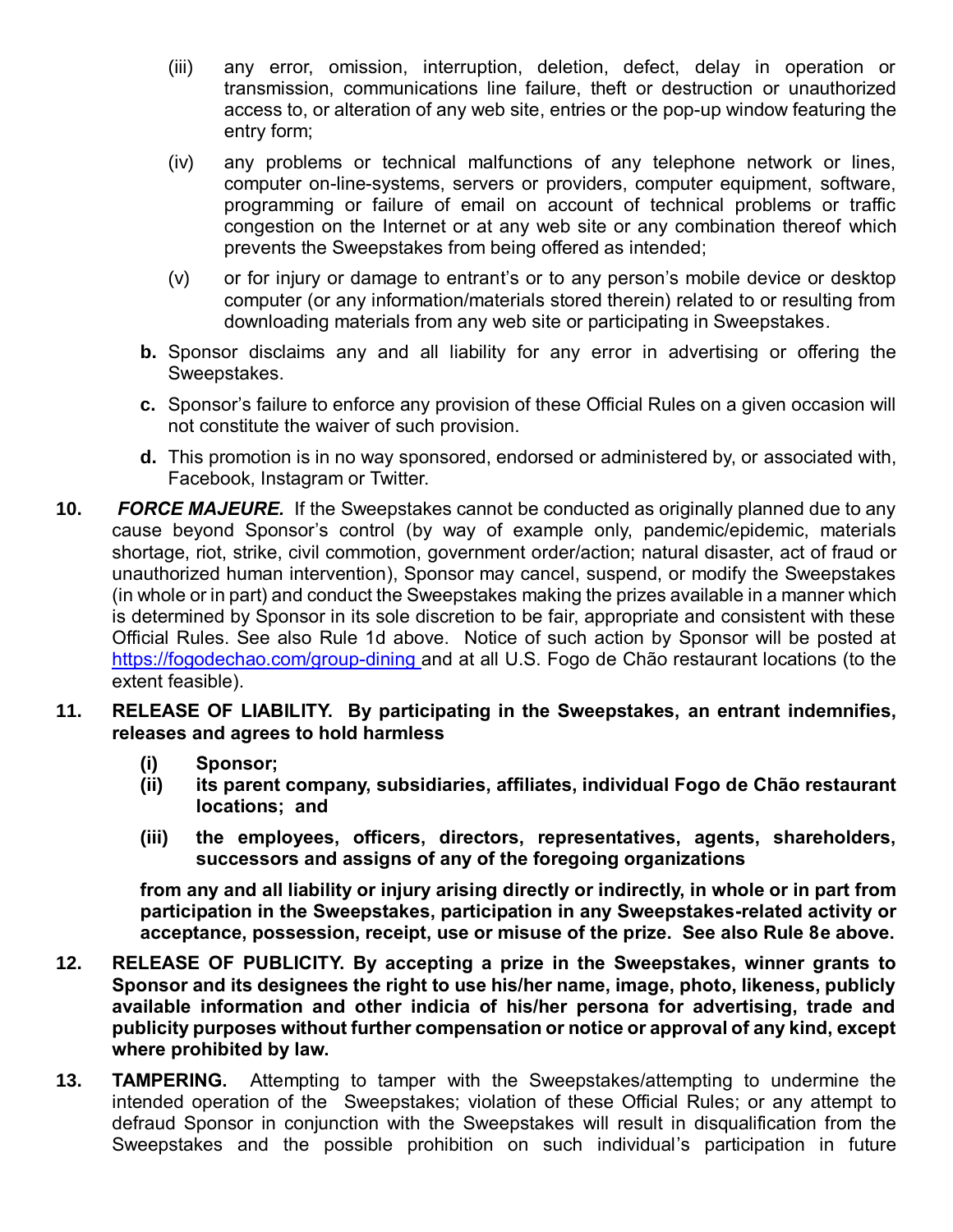(iii) any error, omission, interruption, deletion, defect, delay in operation or transmission, communications line failure, theft or destruction or unauthorized access to, or alteration of any web site, entries or the pop-up window featuring the entry form;

(iv) any problems or technical malfunctions of any telephone network or lines, computer on-line-systems, servers or providers, computer equipment, software, programming or failure of email on account of technical problems or traffic congestion on the Internet or at any web site or any combination thereof which prevents the Sweepstakes from being offered as intended;

(v) or for injury or damage to entrant's or to any person's mobile device or desktop computer (or any information/materials stored therein) related to or resulting from downloading materials from any web site or participating in Sweepstakes.

**b.** Sponsor disclaims any and all liability for any error in advertising or offering the Sweepstakes.

**c.** Sponsor's failure to enforce any provision of these Official Rules on a given occasion will not constitute the waiver of such provision.

**d.** This promotion is in no way sponsored, endorsed or administered by, or associated with, Facebook, Instagram or Twitter.

**10.** ***FORCE MAJEURE.*** If the Sweepstakes cannot be conducted as originally planned due to any cause beyond Sponsor's control (by way of example only, pandemic/epidemic, materials shortage, riot, strike, civil commotion, government order/action; natural disaster, act of fraud or unauthorized human intervention), Sponsor may cancel, suspend, or modify the Sweepstakes (in whole or in part) and conduct the Sweepstakes making the prizes available in a manner which is determined by Sponsor in its sole discretion to be fair, appropriate and consistent with these Official Rules. See also Rule 1d above. Notice of such action by Sponsor will be posted at https://fogodechao.com/group-dining and at all U.S. Fogo de Chão restaurant locations (to the extent feasible).

**11. RELEASE OF LIABILITY. By participating in the Sweepstakes, an entrant indemnifies, releases and agrees to hold harmless**

**(i) Sponsor;**

**(ii) its parent company, subsidiaries, affiliates, individual Fogo de Chão restaurant locations; and**

**(iii) the employees, officers, directors, representatives, agents, shareholders, successors and assigns of any of the foregoing organizations**

**from any and all liability or injury arising directly or indirectly, in whole or in part from participation in the Sweepstakes, participation in any Sweepstakes-related activity or acceptance, possession, receipt, use or misuse of the prize. See also Rule 8e above.**

**12. RELEASE OF PUBLICITY. By accepting a prize in the Sweepstakes, winner grants to Sponsor and its designees the right to use his/her name, image, photo, likeness, publicly available information and other indicia of his/her persona for advertising, trade and publicity purposes without further compensation or notice or approval of any kind, except where prohibited by law.**

**13. TAMPERING.** Attempting to tamper with the Sweepstakes/attempting to undermine the intended operation of the Sweepstakes; violation of these Official Rules; or any attempt to defraud Sponsor in conjunction with the Sweepstakes will result in disqualification from the Sweepstakes and the possible prohibition on such individual's participation in future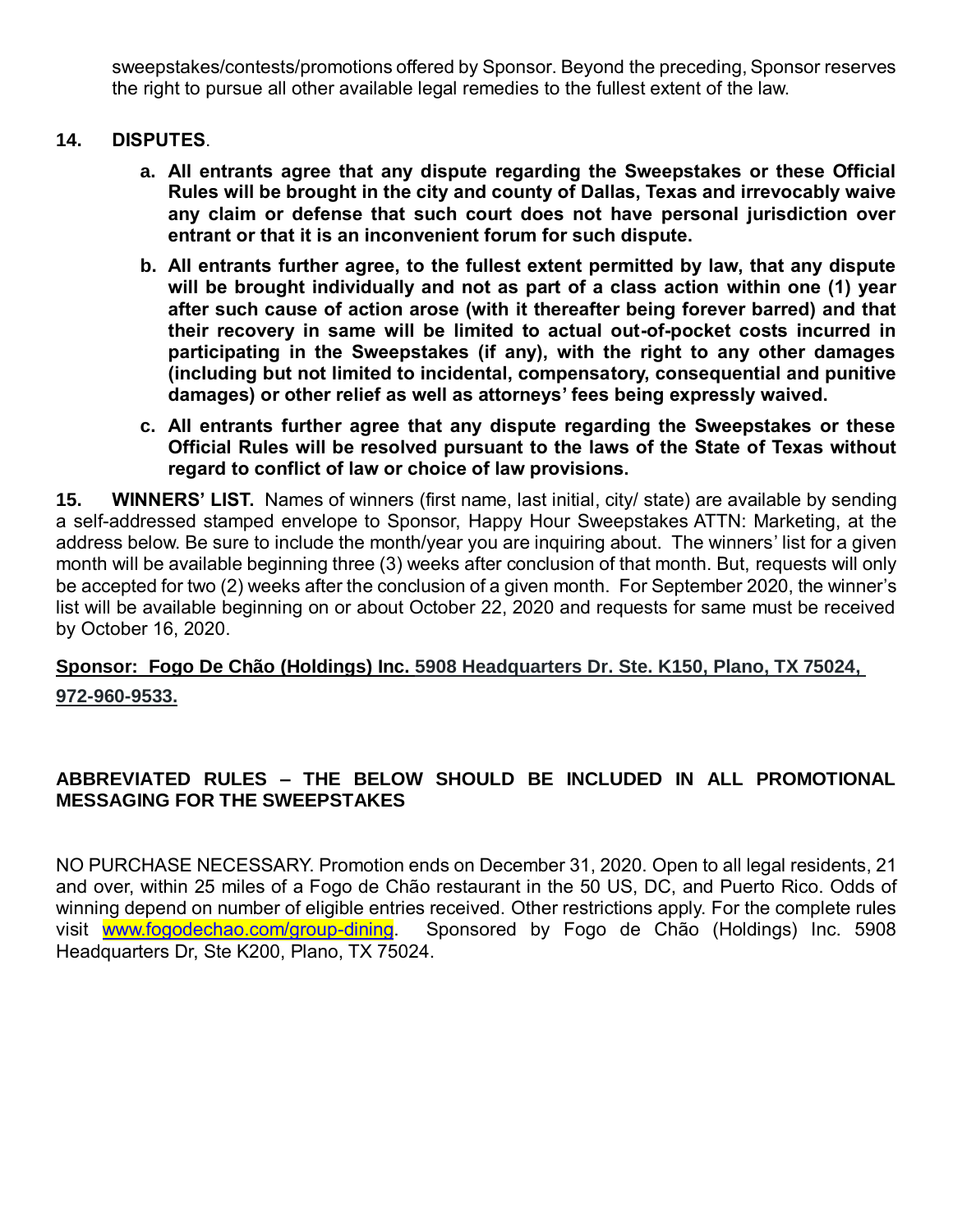sweepstakes/contests/promotions offered by Sponsor. Beyond the preceding, Sponsor reserves the right to pursue all other available legal remedies to the fullest extent of the law.

**14. DISPUTES**.

a. **All entrants agree that any dispute regarding the Sweepstakes or these Official Rules will be brought in the city and county of Dallas, Texas and irrevocably waive any claim or defense that such court does not have personal jurisdiction over entrant or that it is an inconvenient forum for such dispute.**

b. **All entrants further agree, to the fullest extent permitted by law, that any dispute will be brought individually and not as part of a class action within one (1) year after such cause of action arose (with it thereafter being forever barred) and that their recovery in same will be limited to actual out-of-pocket costs incurred in participating in the Sweepstakes (if any), with the right to any other damages (including but not limited to incidental, compensatory, consequential and punitive damages) or other relief as well as attorneys' fees being expressly waived.**

c. **All entrants further agree that any dispute regarding the Sweepstakes or these Official Rules will be resolved pursuant to the laws of the State of Texas without regard to conflict of law or choice of law provisions.**

**15. WINNERS' LIST.** Names of winners (first name, last initial, city/ state) are available by sending a self-addressed stamped envelope to Sponsor, Happy Hour Sweepstakes ATTN: Marketing, at the address below. Be sure to include the month/year you are inquiring about. The winners' list for a given month will be available beginning three (3) weeks after conclusion of that month. But, requests will only be accepted for two (2) weeks after the conclusion of a given month. For September 2020, the winner's list will be available beginning on or about October 22, 2020 and requests for same must be received by October 16, 2020.

**Sponsor: Fogo De Chão (Holdings) Inc. 5908 Headquarters Dr. Ste. K150, Plano, TX 75024, 972-960-9533.**

**ABBREVIATED RULES – THE BELOW SHOULD BE INCLUDED IN ALL PROMOTIONAL MESSAGING FOR THE SWEEPSTAKES**

NO PURCHASE NECESSARY. Promotion ends on December 31, 2020. Open to all legal residents, 21 and over, within 25 miles of a Fogo de Chão restaurant in the 50 US, DC, and Puerto Rico. Odds of winning depend on number of eligible entries received. Other restrictions apply. For the complete rules visit www.fogodechao.com/group-dining. Sponsored by Fogo de Chão (Holdings) Inc. 5908 Headquarters Dr, Ste K200, Plano, TX 75024.